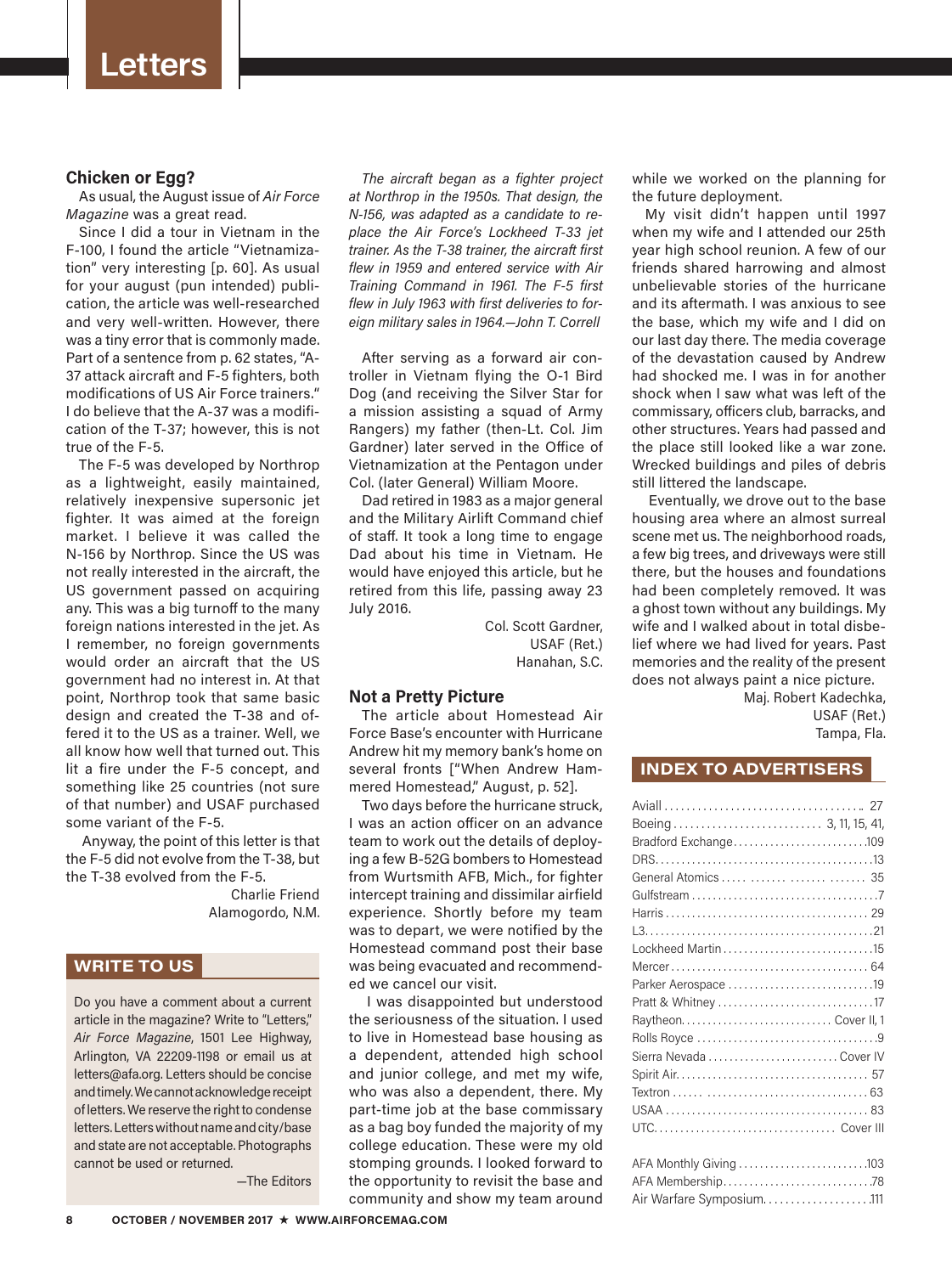# Letters

## Chicken or Egg?

As usual, the August issue of *Air Force Magazine* was a great read.

Since I did a tour in Vietnam in the F-100, I found the article "Vietnamization" very interesting [p. 60]. As usual for your august (pun intended) publication, the article was well-researched and very well-written. However, there was a tiny error that is commonly made. Part of a sentence from p. 62 states, "A-37 attack aircraft and F-5 fighters, both modifications of US Air Force trainers." I do believe that the A-37 was a modification of the T-37; however, this is not true of the F-5.

The F-5 was developed by Northrop as a lightweight, easily maintained, relatively inexpensive supersonic jet fighter. It was aimed at the foreign market. I believe it was called the N-156 by Northrop. Since the US was not really interested in the aircraft, the US government passed on acquiring any. This was a big turnoff to the many foreign nations interested in the jet. As I remember, no foreign governments would order an aircraft that the US government had no interest in. At that point, Northrop took that same basic design and created the T-38 and offered it to the US as a trainer. Well, we all know how well that turned out. This lit a fire under the F-5 concept, and something like 25 countries (not sure of that number) and USAF purchased some variant of the F-5.

Anyway, the point of this letter is that the F-5 did not evolve from the T-38, but the T-38 evolved from the F-5.

Charlie Friend
Alamogordo, N.M.

*The aircraft began as a fighter project at Northrop in the 1950s. That design, the N-156, was adapted as a candidate to replace the Air Force's Lockheed T-33 jet trainer. As the T-38 trainer, the aircraft first flew in 1959 and entered service with Air Training Command in 1961. The F-5 first flew in July 1963 with first deliveries to foreign military sales in 1964.—John T. Correll*

After serving as a forward air controller in Vietnam flying the O-1 Bird Dog (and receiving the Silver Star for a mission assisting a squad of Army Rangers) my father (then-Lt. Col. Jim Gardner) later served in the Office of Vietnamization at the Pentagon under Col. (later General) William Moore.

Dad retired in 1983 as a major general and the Military Airlift Command chief of staff. It took a long time to engage Dad about his time in Vietnam. He would have enjoyed this article, but he retired from this life, passing away 23 July 2016.

Col. Scott Gardner,
USAF (Ret.)
Hanahan, S.C.

## Not a Pretty Picture

The article about Homestead Air Force Base's encounter with Hurricane Andrew hit my memory bank's home on several fronts ["When Andrew Hammered Homestead," August, p. 52].

Two days before the hurricane struck, I was an action officer on an advance team to work out the details of deploying a few B-52G bombers to Homestead from Wurtsmith AFB, Mich., for fighter intercept training and dissimilar airfield experience. Shortly before my team was to depart, we were notified by the Homestead command post their base was being evacuated and recommended we cancel our visit.

I was disappointed but understood the seriousness of the situation. I used to live in Homestead base housing as a dependent, attended high school and junior college, and met my wife, who was also a dependent, there. My part-time job at the base commissary as a bag boy funded the majority of my college education. These were my old stomping grounds. I looked forward to the opportunity to revisit the base and community and show my team around while we worked on the planning for the future deployment.

My visit didn't happen until 1997 when my wife and I attended our 25th year high school reunion. A few of our friends shared harrowing and almost unbelievable stories of the hurricane and its aftermath. I was anxious to see the base, which my wife and I did on our last day there. The media coverage of the devastation caused by Andrew had shocked me. I was in for another shock when I saw what was left of the commissary, officers club, barracks, and other structures. Years had passed and the place still looked like a war zone. Wrecked buildings and piles of debris still littered the landscape.

Eventually, we drove out to the base housing area where an almost surreal scene met us. The neighborhood roads, a few big trees, and driveways were still there, but the houses and foundations had been completely removed. It was a ghost town without any buildings. My wife and I walked about in total disbelief where we had lived for years. Past memories and the reality of the present does not always paint a nice picture.

Maj. Robert Kadechka,
USAF (Ret.)
Tampa, Fla.

## WRITE TO US

Do you have a comment about a current article in the magazine? Write to "Letters," *Air Force Magazine*, 1501 Lee Highway, Arlington, VA 22209-1198 or email us at letters@afa.org. Letters should be concise and timely. We cannot acknowledge receipt of letters. We reserve the right to condense letters. Letters without name and city/base and state are not acceptable. Photographs cannot be used or returned.

—The Editors

## INDEX TO ADVERTISERS

| Advertiser | Page |
|---|---|
| Aviall | 27 |
| Boeing | 3, 11, 15, 41, |
| Bradford Exchange | 109 |
| DRS | 13 |
| General Atomics | 35 |
| Gulfstream | 7 |
| Harris | 29 |
| L3 | 21 |
| Lockheed Martin | 15 |
| Mercer | 64 |
| Parker Aerospace | 19 |
| Pratt & Whitney | 17 |
| Raytheon | Cover II, 1 |
| Rolls Royce | 9 |
| Sierra Nevada | Cover IV |
| Spirit Air | 57 |
| Textron | 63 |
| USAA | 83 |
| UTC | Cover III |
| | |
| AFA Monthly Giving | 103 |
| AFA Membership | 78 |
| Air Warfare Symposium | 111 |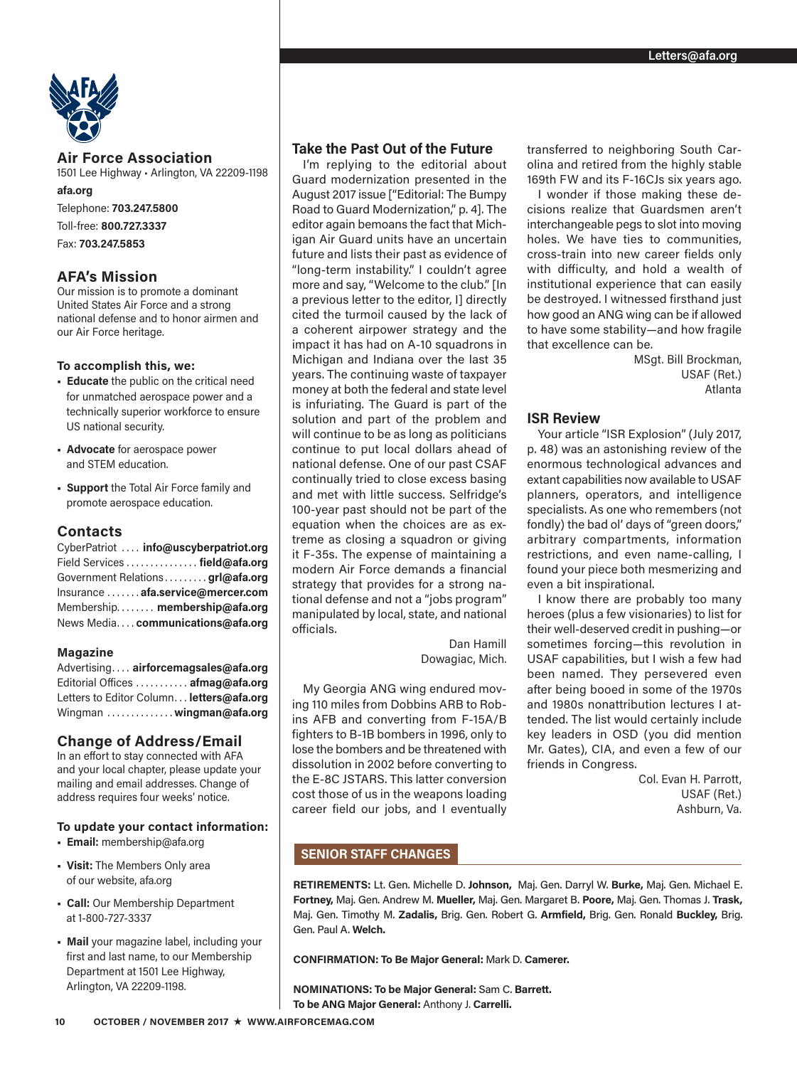## Air Force Association

1501 Lee Highway • Arlington, VA 22209-1198

**afa.org**

Telephone: **703.247.5800**

Toll-free: **800.727.3337**

Fax: **703.247.5853**

### AFA's Mission

Our mission is to promote a dominant United States Air Force and a strong national defense and to honor airmen and our Air Force heritage.

**To accomplish this, we:**

- **Educate** the public on the critical need for unmatched aerospace power and a technically superior workforce to ensure US national security.
- **Advocate** for aerospace power and STEM education.
- **Support** the Total Air Force family and promote aerospace education.

### Contacts

CyberPatriot .... **info@uscyberpatriot.org**
Field Services ............... **field@afa.org**
Government Relations......... **grl@afa.org**
Insurance ....... **afa.service@mercer.com**
Membership........ **membership@afa.org**
News Media.... **communications@afa.org**

**Magazine**

Advertising.... **airforcemagsales@afa.org**
Editorial Offices ........... **afmag@afa.org**
Letters to Editor Column... **letters@afa.org**
Wingman .............. **wingman@afa.org**

### Change of Address/Email

In an effort to stay connected with AFA and your local chapter, please update your mailing and email addresses. Change of address requires four weeks' notice.

**To update your contact information:**

- **Email:** membership@afa.org
- **Visit:** The Members Only area of our website, afa.org
- **Call:** Our Membership Department at 1-800-727-3337
- **Mail** your magazine label, including your first and last name, to our Membership Department at 1501 Lee Highway, Arlington, VA 22209-1198.

### Take the Past Out of the Future

I'm replying to the editorial about Guard modernization presented in the August 2017 issue ["Editorial: The Bumpy Road to Guard Modernization," p. 4]. The editor again bemoans the fact that Michigan Air Guard units have an uncertain future and lists their past as evidence of "long-term instability." I couldn't agree more and say, "Welcome to the club." [In a previous letter to the editor, I] directly cited the turmoil caused by the lack of a coherent airpower strategy and the impact it has had on A-10 squadrons in Michigan and Indiana over the last 35 years. The continuing waste of taxpayer money at both the federal and state level is infuriating. The Guard is part of the solution and part of the problem and will continue to be as long as politicians continue to put local dollars ahead of national defense. One of our past CSAF continually tried to close excess basing and met with little success. Selfridge's 100-year past should not be part of the equation when the choices are as extreme as closing a squadron or giving it F-35s. The expense of maintaining a modern Air Force demands a financial strategy that provides for a strong national defense and not a "jobs program" manipulated by local, state, and national officials.

Dan Hamill
Dowagiac, Mich.

My Georgia ANG wing endured moving 110 miles from Dobbins ARB to Robins AFB and converting from F-15A/B fighters to B-1B bombers in 1996, only to lose the bombers and be threatened with dissolution in 2002 before converting to the E-8C JSTARS. This latter conversion cost those of us in the weapons loading career field our jobs, and I eventually transferred to neighboring South Carolina and retired from the highly stable 169th FW and its F-16CJs six years ago.

I wonder if those making these decisions realize that Guardsmen aren't interchangeable pegs to slot into moving holes. We have ties to communities, cross-train into new career fields only with difficulty, and hold a wealth of institutional experience that can easily be destroyed. I witnessed firsthand just how good an ANG wing can be if allowed to have some stability—and how fragile that excellence can be.

MSgt. Bill Brockman,
USAF (Ret.)
Atlanta

### ISR Review

Your article "ISR Explosion" (July 2017, p. 48) was an astonishing review of the enormous technological advances and extant capabilities now available to USAF planners, operators, and intelligence specialists. As one who remembers (not fondly) the bad ol' days of "green doors," arbitrary compartments, information restrictions, and even name-calling, I found your piece both mesmerizing and even a bit inspirational.

I know there are probably too many heroes (plus a few visionaries) to list for their well-deserved credit in pushing—or sometimes forcing—this revolution in USAF capabilities, but I wish a few had been named. They persevered even after being booed in some of the 1970s and 1980s nonattribution lectures I attended. The list would certainly include key leaders in OSD (you did mention Mr. Gates), CIA, and even a few of our friends in Congress.

Col. Evan H. Parrott,
USAF (Ret.)
Ashburn, Va.

### SENIOR STAFF CHANGES

**RETIREMENTS:** Lt. Gen. Michelle D. **Johnson,** Maj. Gen. Darryl W. **Burke,** Maj. Gen. Michael E. **Fortney,** Maj. Gen. Andrew M. **Mueller,** Maj. Gen. Margaret B. **Poore,** Maj. Gen. Thomas J. **Trask,** Maj. Gen. Timothy M. **Zadalis,** Brig. Gen. Robert G. **Armfield,** Brig. Gen. Ronald **Buckley,** Brig. Gen. Paul A. **Welch.**

**CONFIRMATION: To Be Major General:** Mark D. **Camerer.**

**NOMINATIONS: To be Major General:** Sam C. **Barrett.**
**To be ANG Major General:** Anthony J. **Carrelli.**